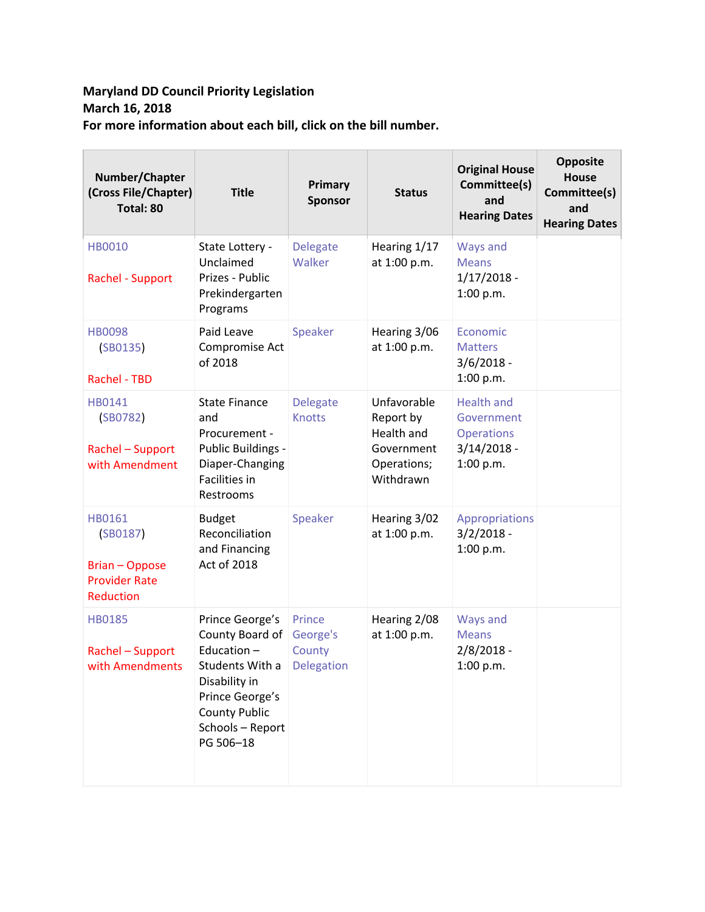**Maryland DD Council Priority Legislation**
**March 16, 2018**
**For more information about each bill, click on the bill number.**

| Number/Chapter (Cross File/Chapter) Total: 80 | Title | Primary Sponsor | Status | Original House Committee(s) and Hearing Dates | Opposite House Committee(s) and Hearing Dates |
|---|---|---|---|---|---|
| HB0010<br><br>Rachel - Support | State Lottery - Unclaimed Prizes - Public Prekindergarten Programs | Delegate Walker | Hearing 1/17 at 1:00 p.m. | Ways and Means 1/17/2018 - 1:00 p.m. | |
| HB0098 (SB0135)<br><br>Rachel - TBD | Paid Leave Compromise Act of 2018 | Speaker | Hearing 3/06 at 1:00 p.m. | Economic Matters 3/6/2018 - 1:00 p.m. | |
| HB0141 (SB0782)<br><br>Rachel – Support with Amendment | State Finance and Procurement - Public Buildings - Diaper-Changing Facilities in Restrooms | Delegate Knotts | Unfavorable Report by Health and Government Operations; Withdrawn | Health and Government Operations 3/14/2018 - 1:00 p.m. | |
| HB0161 (SB0187)<br><br>Brian – Oppose Provider Rate Reduction | Budget Reconciliation and Financing Act of 2018 | Speaker | Hearing 3/02 at 1:00 p.m. | Appropriations 3/2/2018 - 1:00 p.m. | |
| HB0185<br><br>Rachel – Support with Amendments | Prince George's County Board of Education – Students With a Disability in Prince George's County Public Schools – Report PG 506–18 | Prince George's County Delegation | Hearing 2/08 at 1:00 p.m. | Ways and Means 2/8/2018 - 1:00 p.m. | |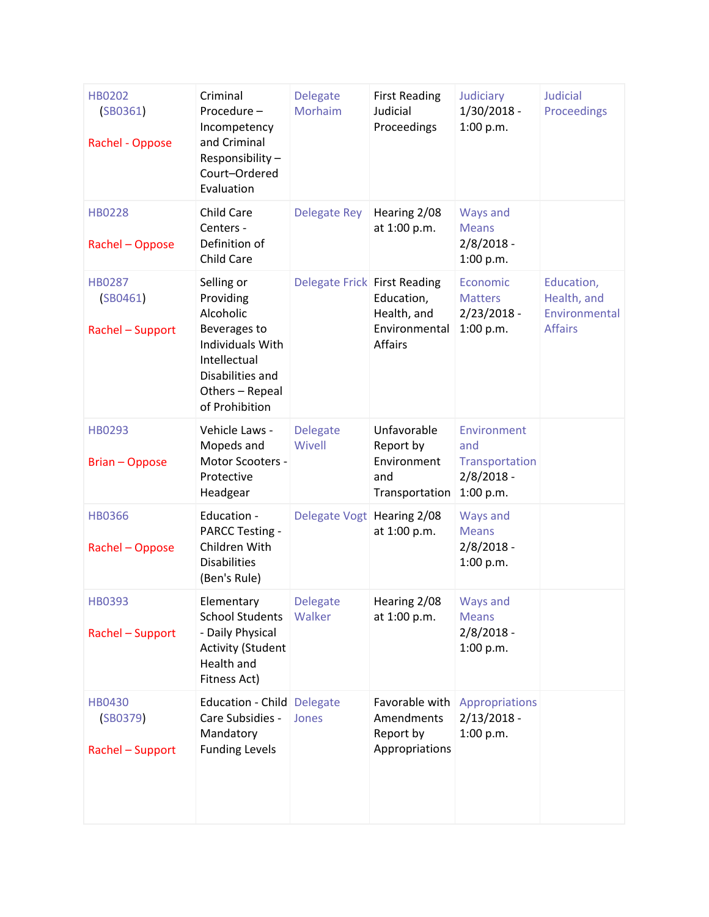| | | | | | |
|---|---|---|---|---|---|
| HB0202 (SB0361) Rachel - Oppose | Criminal Procedure – Incompetency and Criminal Responsibility – Court–Ordered Evaluation | Delegate Morhaim | First Reading Judicial Proceedings | Judiciary 1/30/2018 - 1:00 p.m. | Judicial Proceedings |
| HB0228 Rachel – Oppose | Child Care Centers - Definition of Child Care | Delegate Rey | Hearing 2/08 at 1:00 p.m. | Ways and Means 2/8/2018 - 1:00 p.m. | |
| HB0287 (SB0461) Rachel – Support | Selling or Providing Alcoholic Beverages to Individuals With Intellectual Disabilities and Others – Repeal of Prohibition | Delegate Frick | First Reading Education, Health, and Environmental Affairs | Economic Matters 2/23/2018 - 1:00 p.m. | Education, Health, and Environmental Affairs |
| HB0293 Brian – Oppose | Vehicle Laws - Mopeds and Motor Scooters - Protective Headgear | Delegate Wivell | Unfavorable Report by Environment and Transportation | Environment and Transportation 2/8/2018 - 1:00 p.m. | |
| HB0366 Rachel – Oppose | Education - PARCC Testing - Children With Disabilities (Ben's Rule) | Delegate Vogt | Hearing 2/08 at 1:00 p.m. | Ways and Means 2/8/2018 - 1:00 p.m. | |
| HB0393 Rachel – Support | Elementary School Students - Daily Physical Activity (Student Health and Fitness Act) | Delegate Walker | Hearing 2/08 at 1:00 p.m. | Ways and Means 2/8/2018 - 1:00 p.m. | |
| HB0430 (SB0379) Rachel – Support | Education - Child Care Subsidies - Mandatory Funding Levels | Delegate Jones | Favorable with Amendments Report by Appropriations | Appropriations 2/13/2018 - 1:00 p.m. | |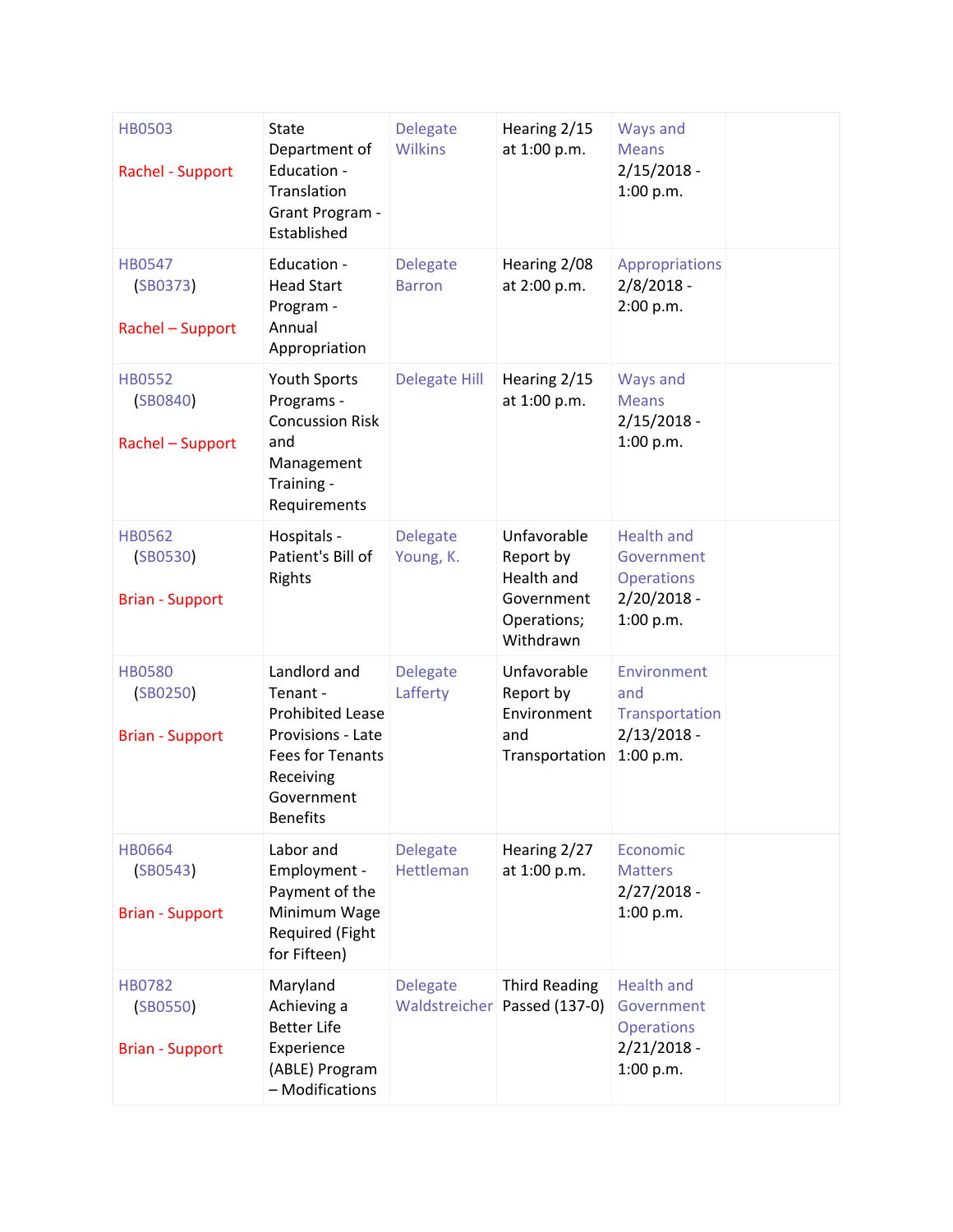| | | | | | |
|---|---|---|---|---|---|
| HB0503<br><br>Rachel - Support | State Department of Education - Translation Grant Program - Established | Delegate Wilkins | Hearing 2/15 at 1:00 p.m. | Ways and Means 2/15/2018 - 1:00 p.m. | |
| HB0547 (SB0373)<br><br>Rachel – Support | Education - Head Start Program - Annual Appropriation | Delegate Barron | Hearing 2/08 at 2:00 p.m. | Appropriations 2/8/2018 - 2:00 p.m. | |
| HB0552 (SB0840)<br><br>Rachel – Support | Youth Sports Programs - Concussion Risk and Management Training - Requirements | Delegate Hill | Hearing 2/15 at 1:00 p.m. | Ways and Means 2/15/2018 - 1:00 p.m. | |
| HB0562 (SB0530)<br><br>Brian - Support | Hospitals - Patient's Bill of Rights | Delegate Young, K. | Unfavorable Report by Health and Government Operations; Withdrawn | Health and Government Operations 2/20/2018 - 1:00 p.m. | |
| HB0580 (SB0250)<br><br>Brian - Support | Landlord and Tenant - Prohibited Lease Provisions - Late Fees for Tenants Receiving Government Benefits | Delegate Lafferty | Unfavorable Report by Environment and Transportation | Environment and Transportation 2/13/2018 - 1:00 p.m. | |
| HB0664 (SB0543)<br><br>Brian - Support | Labor and Employment - Payment of the Minimum Wage Required (Fight for Fifteen) | Delegate Hettleman | Hearing 2/27 at 1:00 p.m. | Economic Matters 2/27/2018 - 1:00 p.m. | |
| HB0782 (SB0550)<br><br>Brian - Support | Maryland Achieving a Better Life Experience (ABLE) Program – Modifications | Delegate Waldstreicher | Third Reading Passed (137-0) | Health and Government Operations 2/21/2018 - 1:00 p.m. | |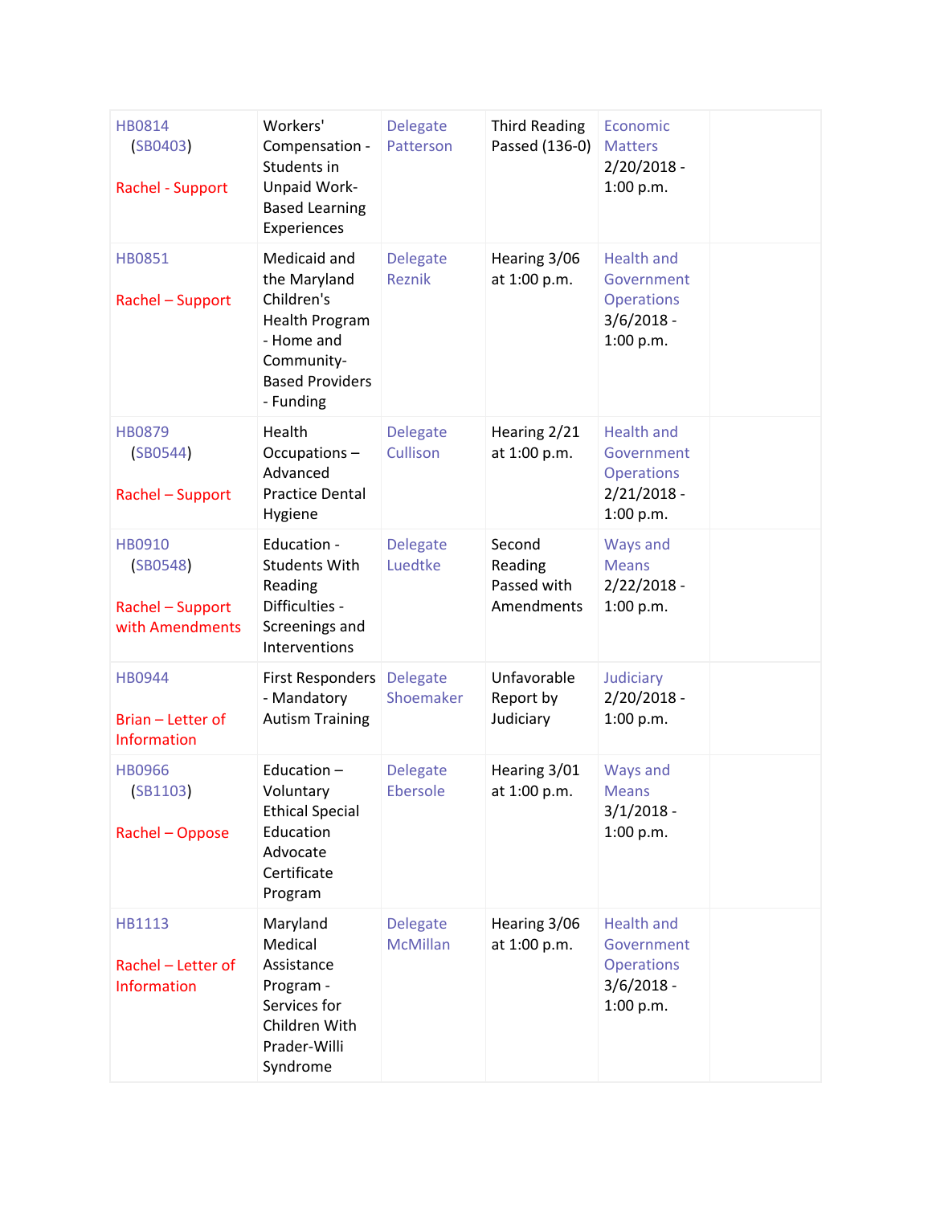| | | | | | |
|---|---|---|---|---|---|
| HB0814 (SB0403) Rachel - Support | Workers' Compensation - Students in Unpaid Work-Based Learning Experiences | Delegate Patterson | Third Reading Passed (136-0) | Economic Matters 2/20/2018 - 1:00 p.m. | |
| HB0851 Rachel – Support | Medicaid and the Maryland Children's Health Program - Home and Community-Based Providers - Funding | Delegate Reznik | Hearing 3/06 at 1:00 p.m. | Health and Government Operations 3/6/2018 - 1:00 p.m. | |
| HB0879 (SB0544) Rachel – Support | Health Occupations – Advanced Practice Dental Hygiene | Delegate Cullison | Hearing 2/21 at 1:00 p.m. | Health and Government Operations 2/21/2018 - 1:00 p.m. | |
| HB0910 (SB0548) Rachel – Support with Amendments | Education - Students With Reading Difficulties - Screenings and Interventions | Delegate Luedtke | Second Reading Passed with Amendments | Ways and Means 2/22/2018 - 1:00 p.m. | |
| HB0944 Brian – Letter of Information | First Responders - Mandatory Autism Training | Delegate Shoemaker | Unfavorable Report by Judiciary | Judiciary 2/20/2018 - 1:00 p.m. | |
| HB0966 (SB1103) Rachel – Oppose | Education – Voluntary Ethical Special Education Advocate Certificate Program | Delegate Ebersole | Hearing 3/01 at 1:00 p.m. | Ways and Means 3/1/2018 - 1:00 p.m. | |
| HB1113 Rachel – Letter of Information | Maryland Medical Assistance Program - Services for Children With Prader-Willi Syndrome | Delegate McMillan | Hearing 3/06 at 1:00 p.m. | Health and Government Operations 3/6/2018 - 1:00 p.m. | |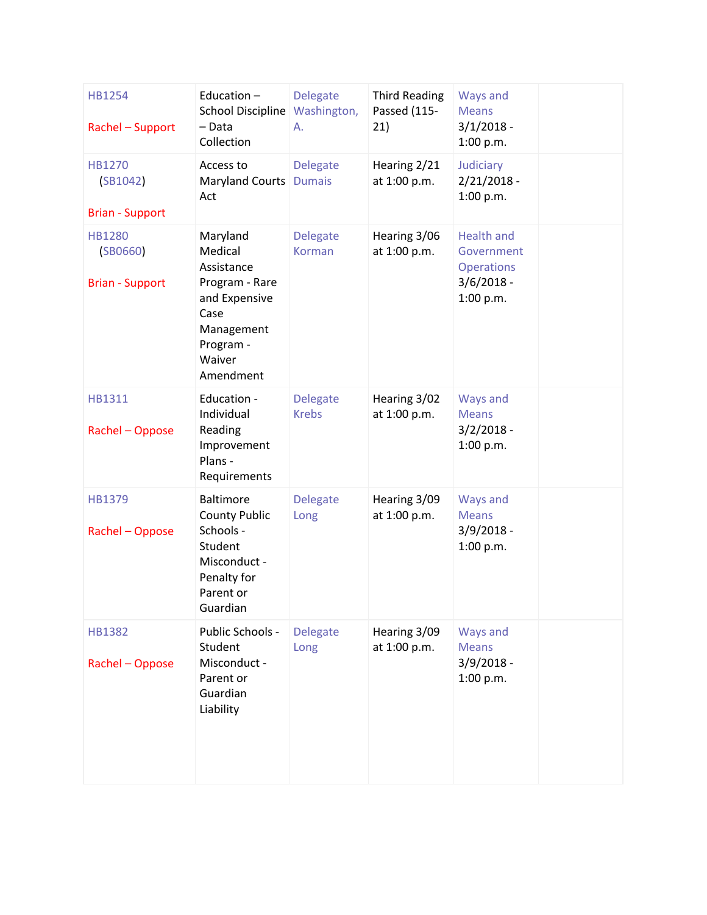| | | | | | |
|---|---|---|---|---|---|
| HB1254<br><br>Rachel – Support | Education – School Discipline – Data Collection | Delegate Washington, A. | Third Reading Passed (115-21) | Ways and Means 3/1/2018 - 1:00 p.m. | |
| HB1270 (SB1042)<br><br>Brian - Support | Access to Maryland Courts Act | Delegate Dumais | Hearing 2/21 at 1:00 p.m. | Judiciary 2/21/2018 - 1:00 p.m. | |
| HB1280 (SB0660)<br><br>Brian - Support | Maryland Medical Assistance Program - Rare and Expensive Case Management Program - Waiver Amendment | Delegate Korman | Hearing 3/06 at 1:00 p.m. | Health and Government Operations 3/6/2018 - 1:00 p.m. | |
| HB1311<br><br>Rachel – Oppose | Education - Individual Reading Improvement Plans - Requirements | Delegate Krebs | Hearing 3/02 at 1:00 p.m. | Ways and Means 3/2/2018 - 1:00 p.m. | |
| HB1379<br><br>Rachel – Oppose | Baltimore County Public Schools - Student Misconduct - Penalty for Parent or Guardian | Delegate Long | Hearing 3/09 at 1:00 p.m. | Ways and Means 3/9/2018 - 1:00 p.m. | |
| HB1382<br><br>Rachel – Oppose | Public Schools - Student Misconduct - Parent or Guardian Liability | Delegate Long | Hearing 3/09 at 1:00 p.m. | Ways and Means 3/9/2018 - 1:00 p.m. | |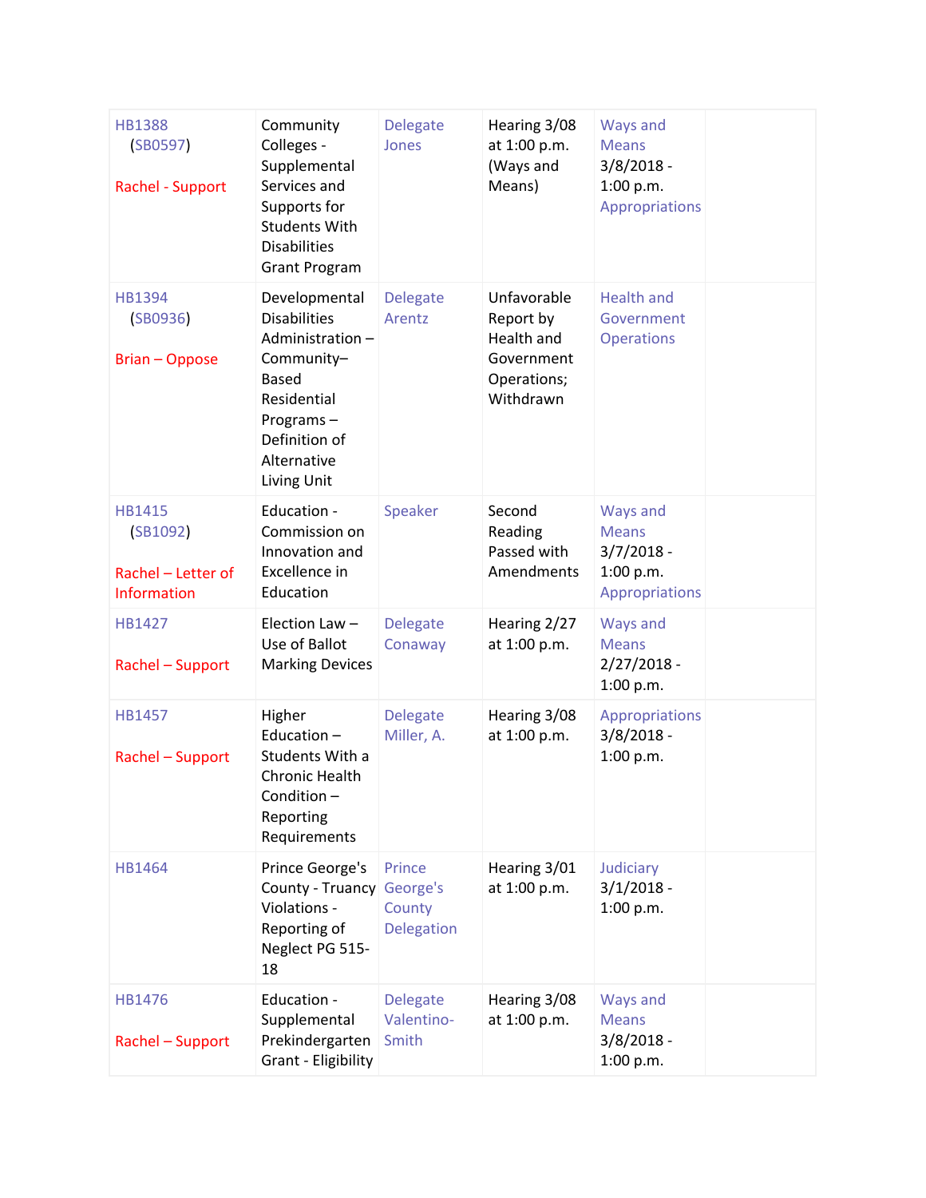| | | | | | |
|---|---|---|---|---|---|
| HB1388 (SB0597) Rachel - Support | Community Colleges - Supplemental Services and Supports for Students With Disabilities Grant Program | Delegate Jones | Hearing 3/08 at 1:00 p.m. (Ways and Means) | Ways and Means 3/8/2018 - 1:00 p.m. Appropriations | |
| HB1394 (SB0936) Brian – Oppose | Developmental Disabilities Administration – Community–Based Residential Programs – Definition of Alternative Living Unit | Delegate Arentz | Unfavorable Report by Health and Government Operations; Withdrawn | Health and Government Operations | |
| HB1415 (SB1092) Rachel – Letter of Information | Education - Commission on Innovation and Excellence in Education | Speaker | Second Reading Passed with Amendments | Ways and Means 3/7/2018 - 1:00 p.m. Appropriations | |
| HB1427 Rachel – Support | Election Law – Use of Ballot Marking Devices | Delegate Conaway | Hearing 2/27 at 1:00 p.m. | Ways and Means 2/27/2018 - 1:00 p.m. | |
| HB1457 Rachel – Support | Higher Education – Students With a Chronic Health Condition – Reporting Requirements | Delegate Miller, A. | Hearing 3/08 at 1:00 p.m. | Appropriations 3/8/2018 - 1:00 p.m. | |
| HB1464 | Prince George's County - Truancy Violations - Reporting of Neglect PG 515-18 | Prince George's County Delegation | Hearing 3/01 at 1:00 p.m. | Judiciary 3/1/2018 - 1:00 p.m. | |
| HB1476 Rachel – Support | Education - Supplemental Prekindergarten Grant - Eligibility | Delegate Valentino-Smith | Hearing 3/08 at 1:00 p.m. | Ways and Means 3/8/2018 - 1:00 p.m. | |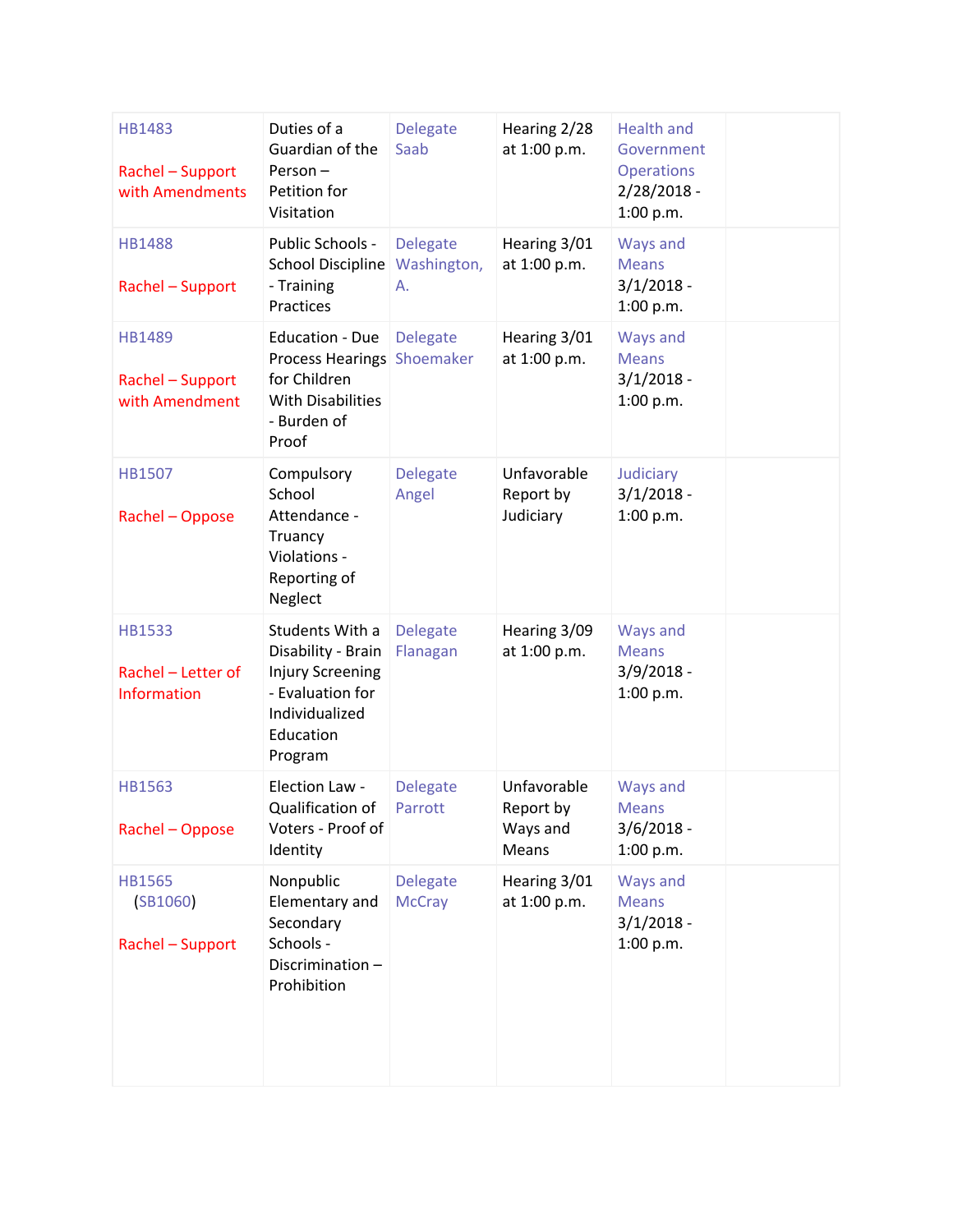| | | | | | |
|---|---|---|---|---|---|
| HB1483<br><br>Rachel – Support with Amendments | Duties of a Guardian of the Person – Petition for Visitation | Delegate Saab | Hearing 2/28 at 1:00 p.m. | Health and Government Operations 2/28/2018 - 1:00 p.m. | |
| HB1488<br><br>Rachel – Support | Public Schools - School Discipline - Training Practices | Delegate Washington, A. | Hearing 3/01 at 1:00 p.m. | Ways and Means 3/1/2018 - 1:00 p.m. | |
| HB1489<br><br>Rachel – Support with Amendment | Education - Due Process Hearings for Children With Disabilities - Burden of Proof | Delegate Shoemaker | Hearing 3/01 at 1:00 p.m. | Ways and Means 3/1/2018 - 1:00 p.m. | |
| HB1507<br><br>Rachel – Oppose | Compulsory School Attendance - Truancy Violations - Reporting of Neglect | Delegate Angel | Unfavorable Report by Judiciary | Judiciary 3/1/2018 - 1:00 p.m. | |
| HB1533<br><br>Rachel – Letter of Information | Students With a Disability - Brain Injury Screening - Evaluation for Individualized Education Program | Delegate Flanagan | Hearing 3/09 at 1:00 p.m. | Ways and Means 3/9/2018 - 1:00 p.m. | |
| HB1563<br><br>Rachel – Oppose | Election Law - Qualification of Voters - Proof of Identity | Delegate Parrott | Unfavorable Report by Ways and Means | Ways and Means 3/6/2018 - 1:00 p.m. | |
| HB1565 (SB1060)<br><br>Rachel – Support | Nonpublic Elementary and Secondary Schools - Discrimination – Prohibition | Delegate McCray | Hearing 3/01 at 1:00 p.m. | Ways and Means 3/1/2018 - 1:00 p.m. | |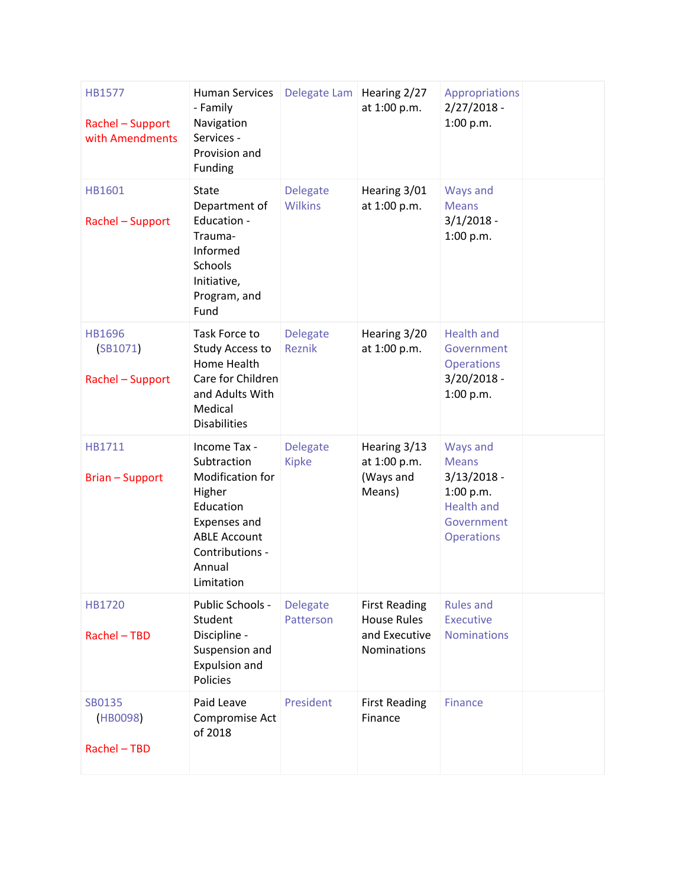| | | | | | |
|---|---|---|---|---|---|
| HB1577<br><br>Rachel – Support with Amendments | Human Services - Family Navigation Services - Provision and Funding | Delegate Lam | Hearing 2/27 at 1:00 p.m. | Appropriations 2/27/2018 - 1:00 p.m. | |
| HB1601<br><br>Rachel – Support | State Department of Education - Trauma-Informed Schools Initiative, Program, and Fund | Delegate Wilkins | Hearing 3/01 at 1:00 p.m. | Ways and Means 3/1/2018 - 1:00 p.m. | |
| HB1696 (SB1071)<br><br>Rachel – Support | Task Force to Study Access to Home Health Care for Children and Adults With Medical Disabilities | Delegate Reznik | Hearing 3/20 at 1:00 p.m. | Health and Government Operations 3/20/2018 - 1:00 p.m. | |
| HB1711<br><br>Brian – Support | Income Tax - Subtraction Modification for Higher Education Expenses and ABLE Account Contributions - Annual Limitation | Delegate Kipke | Hearing 3/13 at 1:00 p.m. (Ways and Means) | Ways and Means 3/13/2018 - 1:00 p.m. Health and Government Operations | |
| HB1720<br><br>Rachel – TBD | Public Schools - Student Discipline - Suspension and Expulsion and Policies | Delegate Patterson | First Reading House Rules and Executive Nominations | Rules and Executive Nominations | |
| SB0135 (HB0098)<br><br>Rachel – TBD | Paid Leave Compromise Act of 2018 | President | First Reading Finance | Finance | |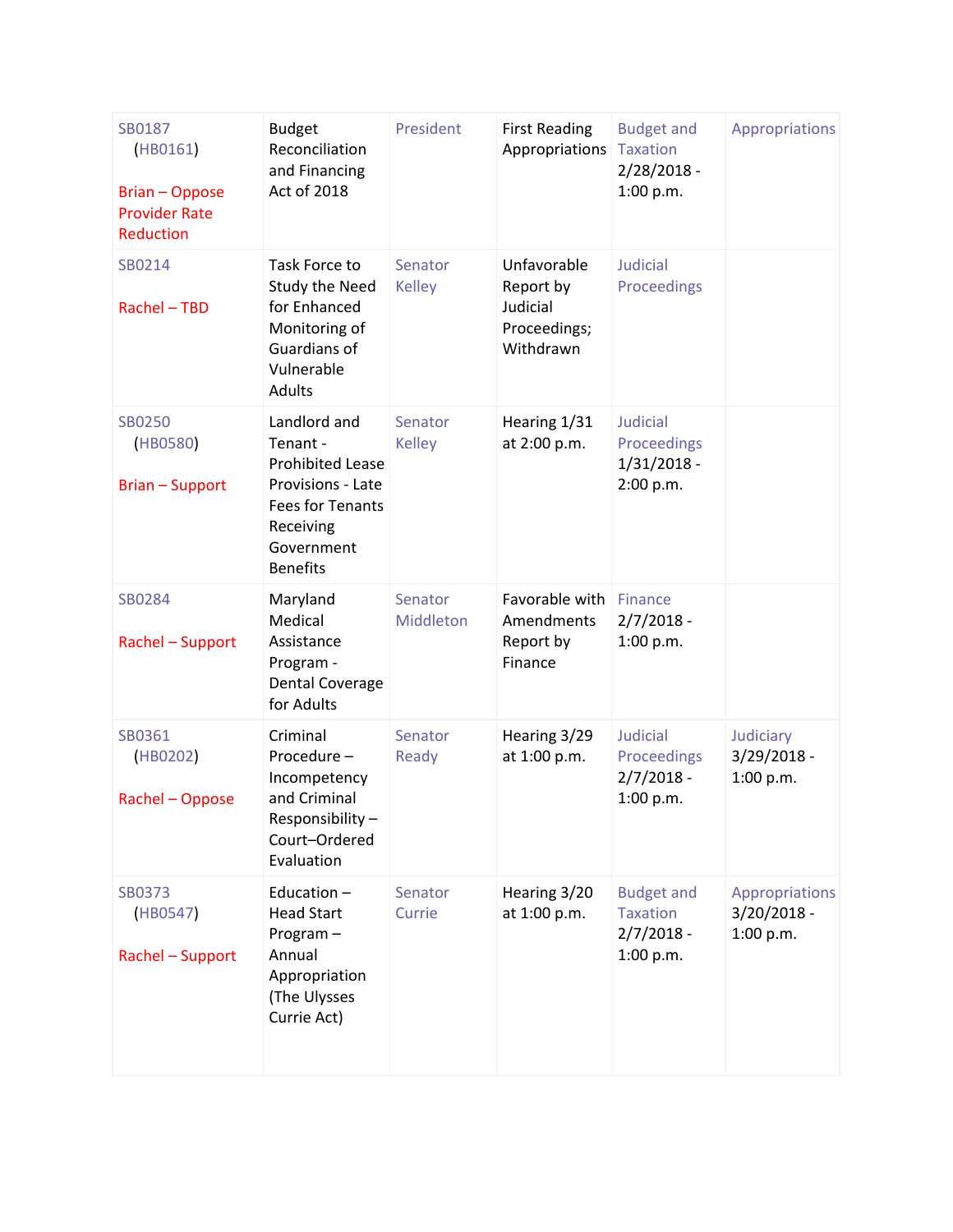| | | | | | |
|---|---|---|---|---|---|
| SB0187 (HB0161)<br><br>Brian – Oppose Provider Rate Reduction | Budget Reconciliation and Financing Act of 2018 | President | First Reading Appropriations | Budget and Taxation 2/28/2018 - 1:00 p.m. | Appropriations |
| SB0214<br><br>Rachel – TBD | Task Force to Study the Need for Enhanced Monitoring of Guardians of Vulnerable Adults | Senator Kelley | Unfavorable Report by Judicial Proceedings; Withdrawn | Judicial Proceedings | |
| SB0250 (HB0580)<br><br>Brian – Support | Landlord and Tenant - Prohibited Lease Provisions - Late Fees for Tenants Receiving Government Benefits | Senator Kelley | Hearing 1/31 at 2:00 p.m. | Judicial Proceedings 1/31/2018 - 2:00 p.m. | |
| SB0284<br><br>Rachel – Support | Maryland Medical Assistance Program - Dental Coverage for Adults | Senator Middleton | Favorable with Amendments Report by Finance | Finance 2/7/2018 - 1:00 p.m. | |
| SB0361 (HB0202)<br><br>Rachel – Oppose | Criminal Procedure – Incompetency and Criminal Responsibility – Court–Ordered Evaluation | Senator Ready | Hearing 3/29 at 1:00 p.m. | Judicial Proceedings 2/7/2018 - 1:00 p.m. | Judiciary 3/29/2018 - 1:00 p.m. |
| SB0373 (HB0547)<br><br>Rachel – Support | Education – Head Start Program – Annual Appropriation (The Ulysses Currie Act) | Senator Currie | Hearing 3/20 at 1:00 p.m. | Budget and Taxation 2/7/2018 - 1:00 p.m. | Appropriations 3/20/2018 - 1:00 p.m. |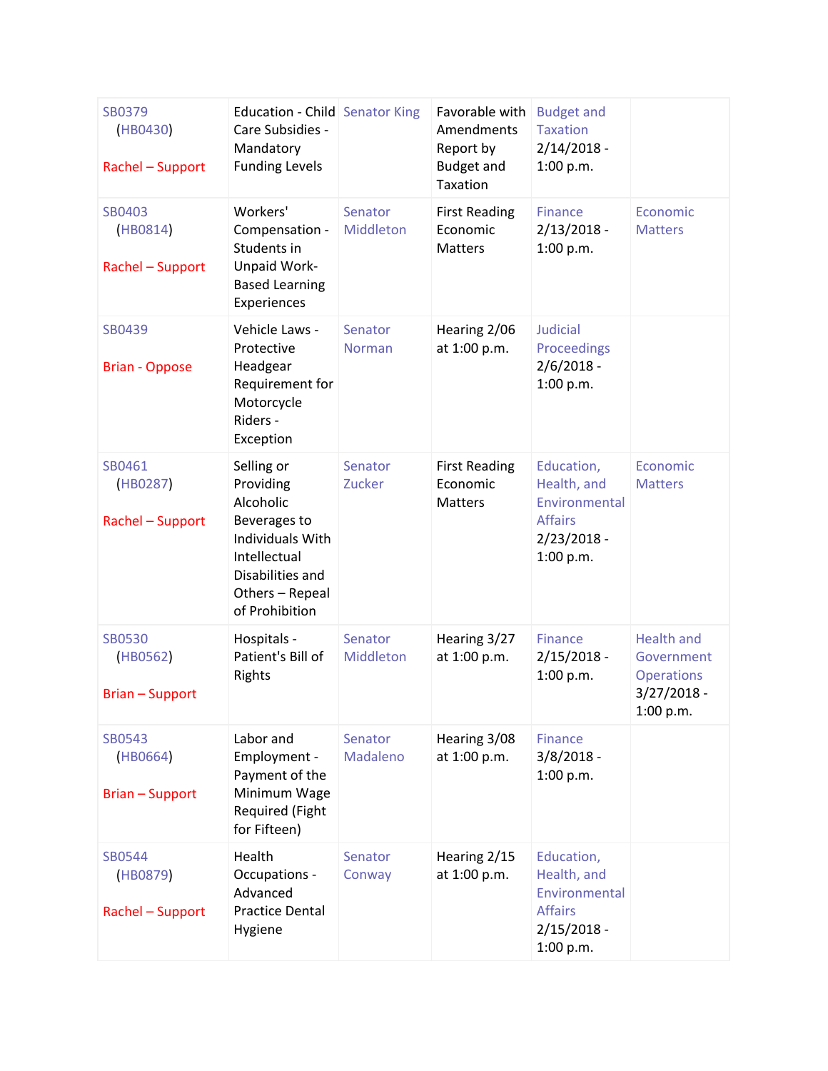| | | | | | |
|---|---|---|---|---|---|
| SB0379 (HB0430) Rachel – Support | Education - Child Care Subsidies - Mandatory Funding Levels | Senator King | Favorable with Amendments Report by Budget and Taxation | Budget and Taxation 2/14/2018 - 1:00 p.m. | |
| SB0403 (HB0814) Rachel – Support | Workers' Compensation - Students in Unpaid Work-Based Learning Experiences | Senator Middleton | First Reading Economic Matters | Finance 2/13/2018 - 1:00 p.m. | Economic Matters |
| SB0439 Brian - Oppose | Vehicle Laws - Protective Headgear Requirement for Motorcycle Riders - Exception | Senator Norman | Hearing 2/06 at 1:00 p.m. | Judicial Proceedings 2/6/2018 - 1:00 p.m. | |
| SB0461 (HB0287) Rachel – Support | Selling or Providing Alcoholic Beverages to Individuals With Intellectual Disabilities and Others – Repeal of Prohibition | Senator Zucker | First Reading Economic Matters | Education, Health, and Environmental Affairs 2/23/2018 - 1:00 p.m. | Economic Matters |
| SB0530 (HB0562) Brian – Support | Hospitals - Patient's Bill of Rights | Senator Middleton | Hearing 3/27 at 1:00 p.m. | Finance 2/15/2018 - 1:00 p.m. | Health and Government Operations 3/27/2018 - 1:00 p.m. |
| SB0543 (HB0664) Brian – Support | Labor and Employment - Payment of the Minimum Wage Required (Fight for Fifteen) | Senator Madaleno | Hearing 3/08 at 1:00 p.m. | Finance 3/8/2018 - 1:00 p.m. | |
| SB0544 (HB0879) Rachel – Support | Health Occupations - Advanced Practice Dental Hygiene | Senator Conway | Hearing 2/15 at 1:00 p.m. | Education, Health, and Environmental Affairs 2/15/2018 - 1:00 p.m. | |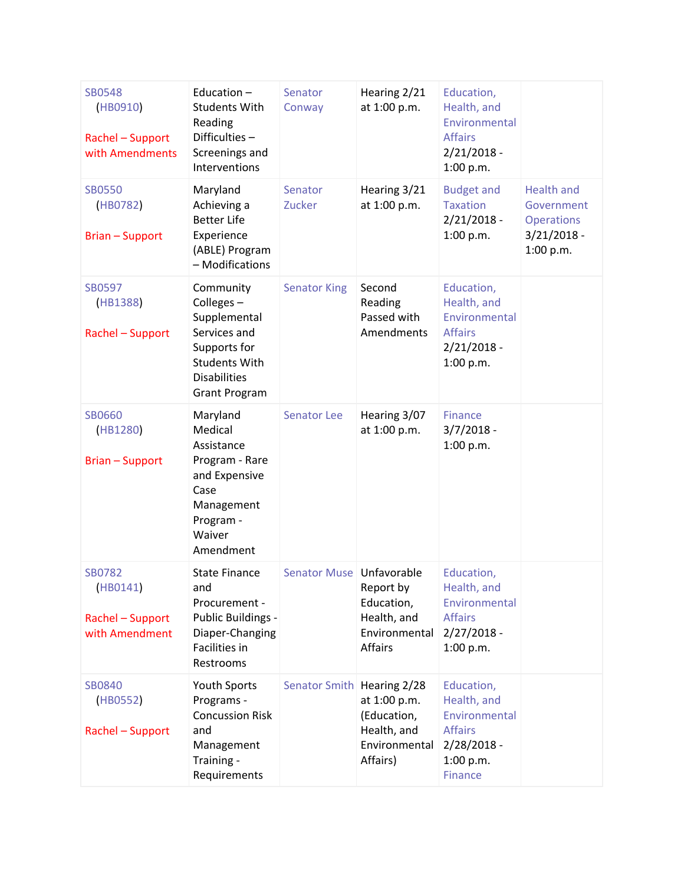| SB0548 (HB0910) Rachel – Support with Amendments | Education – Students With Reading Difficulties – Screenings and Interventions | Senator Conway | Hearing 2/21 at 1:00 p.m. | Education, Health, and Environmental Affairs 2/21/2018 - 1:00 p.m. | |
|---|---|---|---|---|---|
| SB0550 (HB0782) Brian – Support | Maryland Achieving a Better Life Experience (ABLE) Program – Modifications | Senator Zucker | Hearing 3/21 at 1:00 p.m. | Budget and Taxation 2/21/2018 - 1:00 p.m. | Health and Government Operations 3/21/2018 - 1:00 p.m. |
| SB0597 (HB1388) Rachel – Support | Community Colleges – Supplemental Services and Supports for Students With Disabilities Grant Program | Senator King | Second Reading Passed with Amendments | Education, Health, and Environmental Affairs 2/21/2018 - 1:00 p.m. | |
| SB0660 (HB1280) Brian – Support | Maryland Medical Assistance Program - Rare and Expensive Case Management Program - Waiver Amendment | Senator Lee | Hearing 3/07 at 1:00 p.m. | Finance 3/7/2018 - 1:00 p.m. | |
| SB0782 (HB0141) Rachel – Support with Amendment | State Finance and Procurement - Public Buildings - Diaper-Changing Facilities in Restrooms | Senator Muse | Unfavorable Report by Education, Health, and Environmental Affairs | Education, Health, and Environmental Affairs 2/27/2018 - 1:00 p.m. | |
| SB0840 (HB0552) Rachel – Support | Youth Sports Programs - Concussion Risk and Management Training - Requirements | Senator Smith | Hearing 2/28 at 1:00 p.m. (Education, Health, and Environmental Affairs) | Education, Health, and Environmental Affairs 2/28/2018 - 1:00 p.m. Finance | |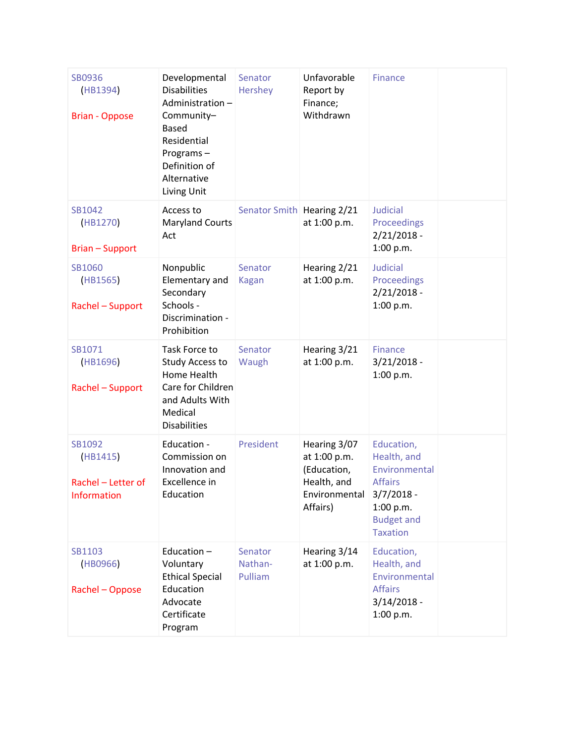| | | | | | |
|---|---|---|---|---|---|
| SB0936 (HB1394) Brian - Oppose | Developmental Disabilities Administration – Community– Based Residential Programs – Definition of Alternative Living Unit | Senator Hershey | Unfavorable Report by Finance; Withdrawn | Finance | |
| SB1042 (HB1270) Brian – Support | Access to Maryland Courts Act | Senator Smith | Hearing 2/21 at 1:00 p.m. | Judicial Proceedings 2/21/2018 - 1:00 p.m. | |
| SB1060 (HB1565) Rachel – Support | Nonpublic Elementary and Secondary Schools - Discrimination - Prohibition | Senator Kagan | Hearing 2/21 at 1:00 p.m. | Judicial Proceedings 2/21/2018 - 1:00 p.m. | |
| SB1071 (HB1696) Rachel – Support | Task Force to Study Access to Home Health Care for Children and Adults With Medical Disabilities | Senator Waugh | Hearing 3/21 at 1:00 p.m. | Finance 3/21/2018 - 1:00 p.m. | |
| SB1092 (HB1415) Rachel – Letter of Information | Education - Commission on Innovation and Excellence in Education | President | Hearing 3/07 at 1:00 p.m. (Education, Health, and Environmental Affairs) | Education, Health, and Environmental Affairs 3/7/2018 - 1:00 p.m. Budget and Taxation | |
| SB1103 (HB0966) Rachel – Oppose | Education – Voluntary Ethical Special Education Advocate Certificate Program | Senator Nathan-Pulliam | Hearing 3/14 at 1:00 p.m. | Education, Health, and Environmental Affairs 3/14/2018 - 1:00 p.m. | |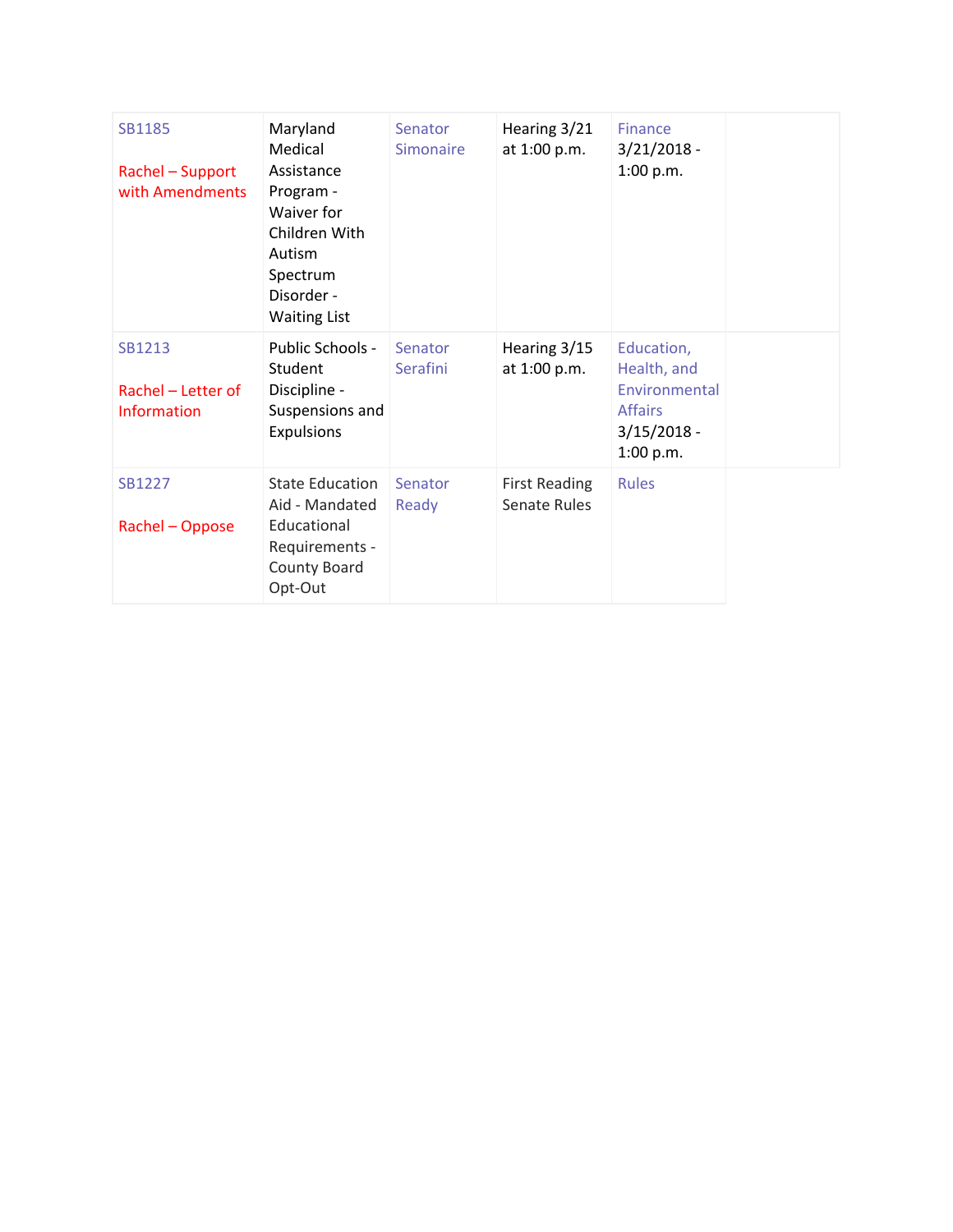| | | | | | |
|---|---|---|---|---|---|
| SB1185<br><br>Rachel – Support with Amendments | Maryland Medical Assistance Program - Waiver for Children With Autism Spectrum Disorder - Waiting List | Senator Simonaire | Hearing 3/21 at 1:00 p.m. | Finance 3/21/2018 - 1:00 p.m. | |
| SB1213<br><br>Rachel – Letter of Information | Public Schools - Student Discipline - Suspensions and Expulsions | Senator Serafini | Hearing 3/15 at 1:00 p.m. | Education, Health, and Environmental Affairs 3/15/2018 - 1:00 p.m. | |
| SB1227<br><br>Rachel – Oppose | State Education Aid - Mandated Educational Requirements - County Board Opt-Out | Senator Ready | First Reading Senate Rules | Rules | |